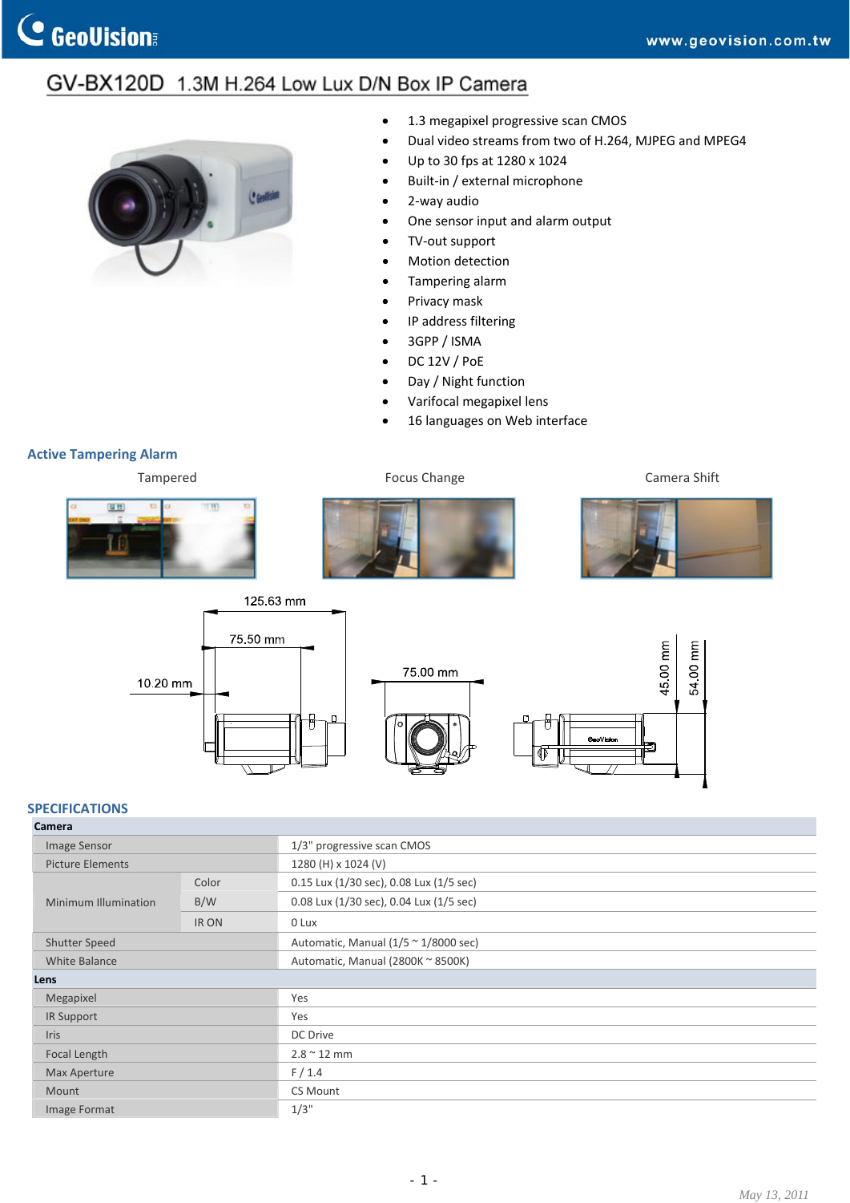# GV-BX120D 1.3M H.264 Low Lux D/N Box IP Camera

- 1.3 megapixel progressive scan CMOS
- Dual video streams from two of H.264, MJPEG and MPEG4
- Up to 30 fps at 1280 x 1024
- Built-in / external microphone
- 2-way audio
- One sensor input and alarm output
- TV-out support
- Motion detection
- Tampering alarm
- Privacy mask
- IP address filtering
- 3GPP / ISMA
- DC 12V / PoE
- Day / Night function
- Varifocal megapixel lens
- 16 languages on Web interface

## Active Tampering Alarm

Tampered

Focus Change

Camera Shift

125.63 mm

75.50 mm

10.20 mm

75.00 mm

45.00 mm

54.00 mm

## SPECIFICATIONS

| | | |
|---|---|---|
| **Camera** | | |
| Image Sensor | | 1/3" progressive scan CMOS |
| Picture Elements | | 1280 (H) x 1024 (V) |
| Minimum Illumination | Color | 0.15 Lux (1/30 sec), 0.08 Lux (1/5 sec) |
| | B/W | 0.08 Lux (1/30 sec), 0.04 Lux (1/5 sec) |
| | IR ON | 0 Lux |
| Shutter Speed | | Automatic, Manual (1/5 ~ 1/8000 sec) |
| White Balance | | Automatic, Manual (2800K ~ 8500K) |
| **Lens** | | |
| Megapixel | | Yes |
| IR Support | | Yes |
| Iris | | DC Drive |
| Focal Length | | 2.8 ~ 12 mm |
| Max Aperture | | F / 1.4 |
| Mount | | CS Mount |
| Image Format | | 1/3" |

May 13, 2011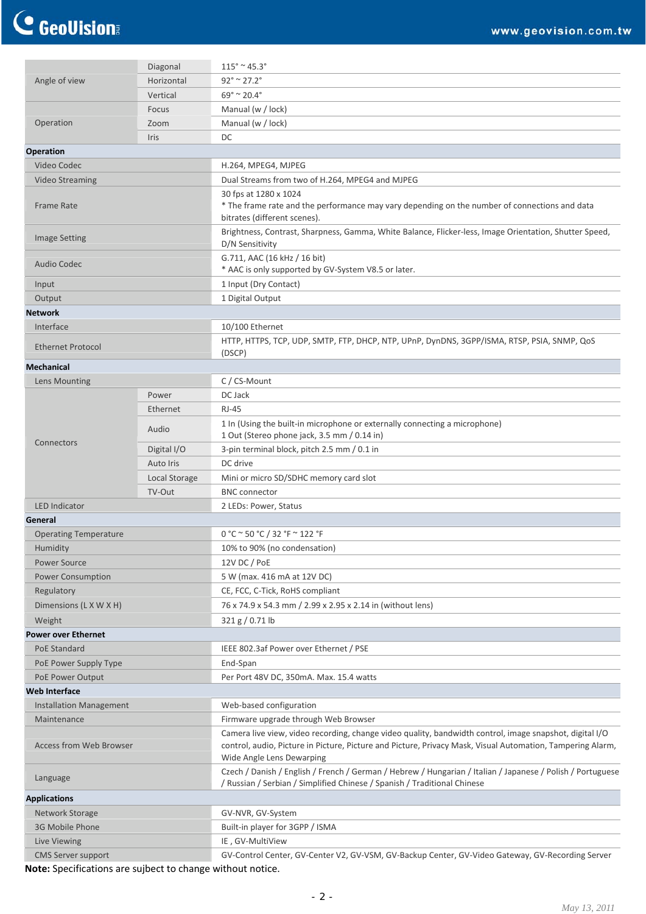| | | |
|---|---|---|
| Angle of view | Diagonal | 115° ~ 45.3° |
| | Horizontal | 92° ~ 27.2° |
| | Vertical | 69° ~ 20.4° |
| Operation | Focus | Manual (w / lock) |
| | Zoom | Manual (w / lock) |
| | Iris | DC |
| **Operation** | | |
| Video Codec | | H.264, MPEG4, MJPEG |
| Video Streaming | | Dual Streams from two of H.264, MPEG4 and MJPEG |
| Frame Rate | | 30 fps at 1280 x 1024<br>* The frame rate and the performance may vary depending on the number of connections and data bitrates (different scenes). |
| Image Setting | | Brightness, Contrast, Sharpness, Gamma, White Balance, Flicker-less, Image Orientation, Shutter Speed, D/N Sensitivity |
| Audio Codec | | G.711, AAC (16 kHz / 16 bit)<br>* AAC is only supported by GV-System V8.5 or later. |
| Input | | 1 Input (Dry Contact) |
| Output | | 1 Digital Output |
| **Network** | | |
| Interface | | 10/100 Ethernet |
| Ethernet Protocol | | HTTP, HTTPS, TCP, UDP, SMTP, FTP, DHCP, NTP, UPnP, DynDNS, 3GPP/ISMA, RTSP, PSIA, SNMP, QoS (DSCP) |
| **Mechanical** | | |
| Lens Mounting | | C / CS-Mount |
| Connectors | Power | DC Jack |
| | Ethernet | RJ-45 |
| | Audio | 1 In (Using the built-in microphone or externally connecting a microphone)<br>1 Out (Stereo phone jack, 3.5 mm / 0.14 in) |
| | Digital I/O | 3-pin terminal block, pitch 2.5 mm / 0.1 in |
| | Auto Iris | DC drive |
| | Local Storage | Mini or micro SD/SDHC memory card slot |
| | TV-Out | BNC connector |
| LED Indicator | | 2 LEDs: Power, Status |
| **General** | | |
| Operating Temperature | | 0 °C ~ 50 °C / 32 °F ~ 122 °F |
| Humidity | | 10% to 90% (no condensation) |
| Power Source | | 12V DC / PoE |
| Power Consumption | | 5 W (max. 416 mA at 12V DC) |
| Regulatory | | CE, FCC, C-Tick, RoHS compliant |
| Dimensions (L X W X H) | | 76 x 74.9 x 54.3 mm / 2.99 x 2.95 x 2.14 in (without lens) |
| Weight | | 321 g / 0.71 lb |
| **Power over Ethernet** | | |
| PoE Standard | | IEEE 802.3af Power over Ethernet / PSE |
| PoE Power Supply Type | | End-Span |
| PoE Power Output | | Per Port 48V DC, 350mA. Max. 15.4 watts |
| **Web Interface** | | |
| Installation Management | | Web-based configuration |
| Maintenance | | Firmware upgrade through Web Browser |
| Access from Web Browser | | Camera live view, video recording, change video quality, bandwidth control, image snapshot, digital I/O control, audio, Picture in Picture, Picture and Picture, Privacy Mask, Visual Automation, Tampering Alarm, Wide Angle Lens Dewarping |
| Language | | Czech / Danish / English / French / German / Hebrew / Hungarian / Italian / Japanese / Polish / Portuguese / Russian / Serbian / Simplified Chinese / Spanish / Traditional Chinese |
| **Applications** | | |
| Network Storage | | GV-NVR, GV-System |
| 3G Mobile Phone | | Built-in player for 3GPP / ISMA |
| Live Viewing | | IE , GV-MultiView |
| CMS Server support | | GV-Control Center, GV-Center V2, GV-VSM, GV-Backup Center, GV-Video Gateway, GV-Recording Server |

**Note:** Specifications are sujbect to change without notice.

May 13, 2011